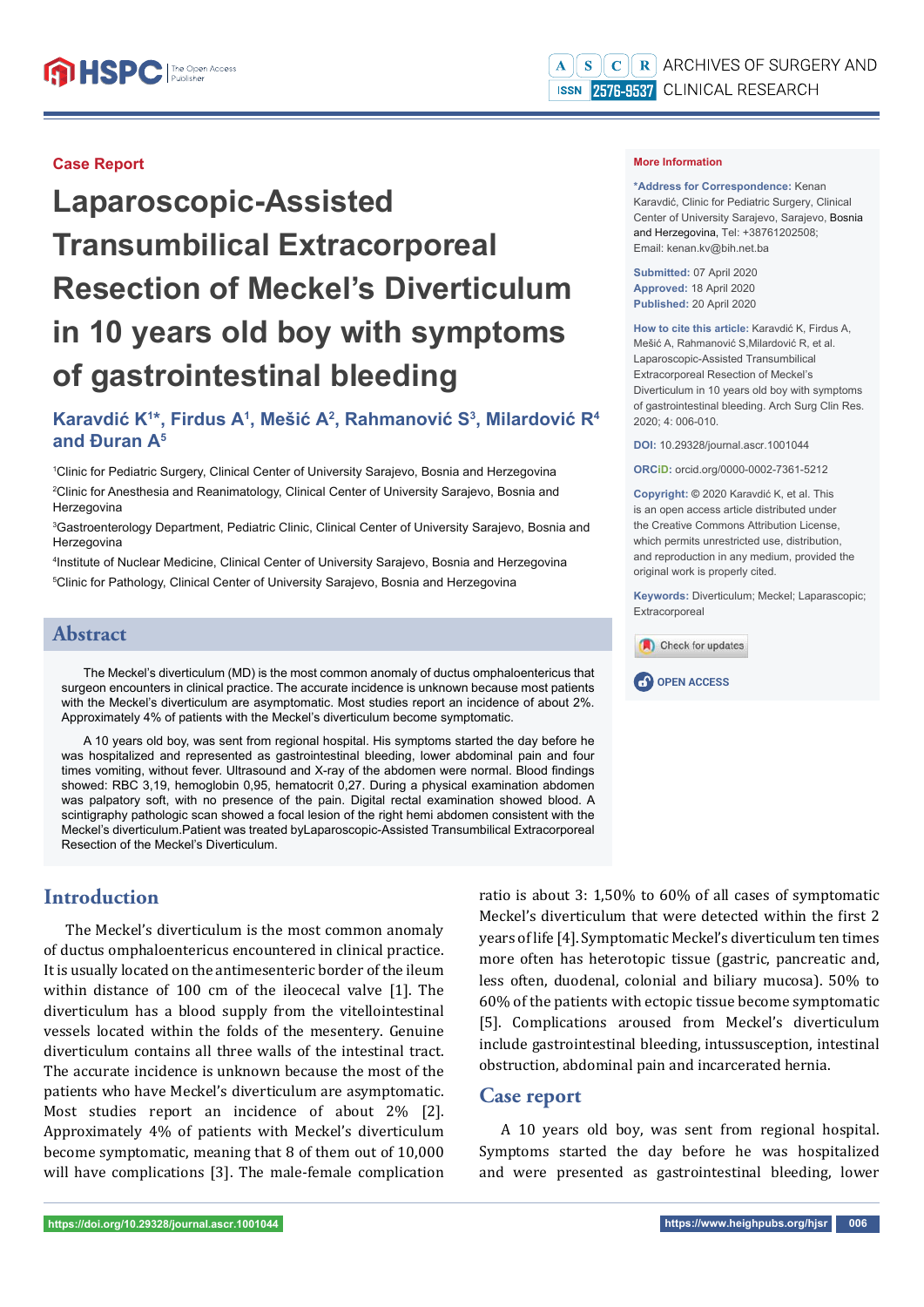Case Report

# Laparoscopic-Assisted Transumbilical Extracorporeal Resection of Meckel's Diverticulum in 10 years old boy with symptoms of gastrointestinal bleeding

**Karavdić K[1]*, Firdus A[1], Mešić A[2], Rahmanović S[3], Milardović R[4] and Đuran A[5]**

[1]Clinic for Pediatric Surgery, Clinical Center of University Sarajevo, Bosnia and Herzegovina

[2]Clinic for Anesthesia and Reanimatology, Clinical Center of University Sarajevo, Bosnia and Herzegovina

[3]Gastroenterology Department, Pediatric Clinic, Clinical Center of University Sarajevo, Bosnia and Herzegovina

[4]Institute of Nuclear Medicine, Clinical Center of University Sarajevo, Bosnia and Herzegovina

[5]Clinic for Pathology, Clinical Center of University Sarajevo, Bosnia and Herzegovina

**More Information**

***Address for Correspondence:** Kenan Karavdić, Clinic for Pediatric Surgery, Clinical Center of University Sarajevo, Sarajevo, Bosnia and Herzegovina, Tel: +38761202508; Email: kenan.kv@bih.net.ba

**Submitted:** 07 April 2020
**Approved:** 18 April 2020
**Published:** 20 April 2020

**How to cite this article:** Karavdić K, Firdus A, Mešić A, Rahmanović S,Milardović R, et al. Laparoscopic-Assisted Transumbilical Extracorporeal Resection of Meckel's Diverticulum in 10 years old boy with symptoms of gastrointestinal bleeding. Arch Surg Clin Res. 2020; 4: 006-010.

**DOI:** 10.29328/journal.ascr.1001044

**ORCiD:** orcid.org/0000-0002-7361-5212

**Copyright:** © 2020 Karavdić K, et al. This is an open access article distributed under the Creative Commons Attribution License, which permits unrestricted use, distribution, and reproduction in any medium, provided the original work is properly cited.

**Keywords:** Diverticulum; Meckel; Laparascopic; Extracorporeal

## Abstract

The Meckel's diverticulum (MD) is the most common anomaly of ductus omphaloentericus that surgeon encounters in clinical practice. The accurate incidence is unknown because most patients with the Meckel's diverticulum are asymptomatic. Most studies report an incidence of about 2%. Approximately 4% of patients with the Meckel's diverticulum become symptomatic.

A 10 years old boy, was sent from regional hospital. His symptoms started the day before he was hospitalized and represented as gastrointestinal bleeding, lower abdominal pain and four times vomiting, without fever. Ultrasound and X-ray of the abdomen were normal. Blood findings showed: RBC 3,19, hemoglobin 0,95, hematocrit 0,27. During a physical examination abdomen was palpatory soft, with no presence of the pain. Digital rectal examination showed blood. A scintigraphy pathologic scan showed a focal lesion of the right hemi abdomen consistent with the Meckel's diverticulum.Patient was treated byLaparoscopic-Assisted Transumbilical Extracorporeal Resection of the Meckel's Diverticulum.

## Introduction

The Meckel's diverticulum is the most common anomaly of ductus omphaloentericus encountered in clinical practice. It is usually located on the antimesenteric border of the ileum within distance of 100 cm of the ileocecal valve [1]. The diverticulum has a blood supply from the vitellointestinal vessels located within the folds of the mesentery. Genuine diverticulum contains all three walls of the intestinal tract. The accurate incidence is unknown because the most of the patients who have Meckel's diverticulum are asymptomatic. Most studies report an incidence of about 2% [2]. Approximately 4% of patients with Meckel's diverticulum become symptomatic, meaning that 8 of them out of 10,000 will have complications [3]. The male-female complication ratio is about 3: 1,50% to 60% of all cases of symptomatic Meckel's diverticulum that were detected within the first 2 years of life [4]. Symptomatic Meckel's diverticulum ten times more often has heterotopic tissue (gastric, pancreatic and, less often, duodenal, colonial and biliary mucosa). 50% to 60% of the patients with ectopic tissue become symptomatic [5]. Complications aroused from Meckel's diverticulum include gastrointestinal bleeding, intussusception, intestinal obstruction, abdominal pain and incarcerated hernia.

## Case report

A 10 years old boy, was sent from regional hospital. Symptoms started the day before he was hospitalized and were presented as gastrointestinal bleeding, lower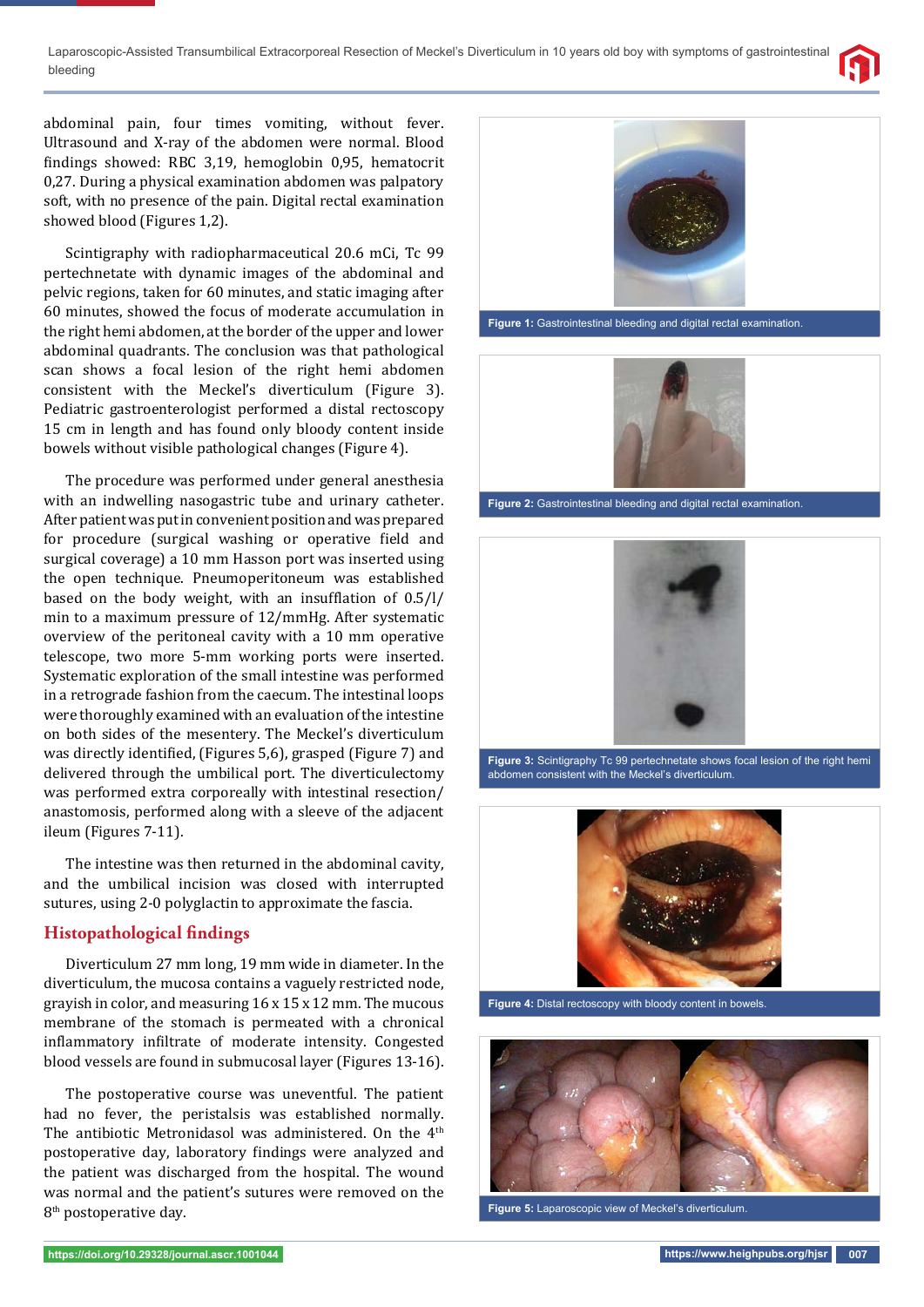abdominal pain, four times vomiting, without fever. Ultrasound and X-ray of the abdomen were normal. Blood findings showed: RBC 3,19, hemoglobin 0,95, hematocrit 0,27. During a physical examination abdomen was palpatory soft, with no presence of the pain. Digital rectal examination showed blood (Figures 1,2).

Scintigraphy with radiopharmaceutical 20.6 mCi, Tc 99 pertechnetate with dynamic images of the abdominal and pelvic regions, taken for 60 minutes, and static imaging after 60 minutes, showed the focus of moderate accumulation in the right hemi abdomen, at the border of the upper and lower abdominal quadrants. The conclusion was that pathological scan shows a focal lesion of the right hemi abdomen consistent with the Meckel's diverticulum (Figure 3). Pediatric gastroenterologist performed a distal rectoscopy 15 cm in length and has found only bloody content inside bowels without visible pathological changes (Figure 4).

The procedure was performed under general anesthesia with an indwelling nasogastric tube and urinary catheter. After patient was put in convenient position and was prepared for procedure (surgical washing or operative field and surgical coverage) a 10 mm Hasson port was inserted using the open technique. Pneumoperitoneum was established based on the body weight, with an insufflation of 0.5/l/min to a maximum pressure of 12/mmHg. After systematic overview of the peritoneal cavity with a 10 mm operative telescope, two more 5-mm working ports were inserted. Systematic exploration of the small intestine was performed in a retrograde fashion from the caecum. The intestinal loops were thoroughly examined with an evaluation of the intestine on both sides of the mesentery. The Meckel's diverticulum was directly identified, (Figures 5,6), grasped (Figure 7) and delivered through the umbilical port. The diverticulectomy was performed extra corporeally with intestinal resection/anastomosis, performed along with a sleeve of the adjacent ileum (Figures 7-11).

The intestine was then returned in the abdominal cavity, and the umbilical incision was closed with interrupted sutures, using 2-0 polyglactin to approximate the fascia.

## Histopathological findings

Diverticulum 27 mm long, 19 mm wide in diameter. In the diverticulum, the mucosa contains a vaguely restricted node, grayish in color, and measuring 16 x 15 x 12 mm. The mucous membrane of the stomach is permeated with a chronical inflammatory infiltrate of moderate intensity. Congested blood vessels are found in submucosal layer (Figures 13-16).

The postoperative course was uneventful. The patient had no fever, the peristalsis was established normally. The antibiotic Metronidasol was administered. On the 4th postoperative day, laboratory findings were analyzed and the patient was discharged from the hospital. The wound was normal and the patient's sutures were removed on the 8th postoperative day.

**Figure 1:** Gastrointestinal bleeding and digital rectal examination.

**Figure 2:** Gastrointestinal bleeding and digital rectal examination.

**Figure 3:** Scintigraphy Tc 99 pertechnetate shows focal lesion of the right hemi abdomen consistent with the Meckel's diverticulum.

**Figure 4:** Distal rectoscopy with bloody content in bowels.

**Figure 5:** Laparoscopic view of Meckel's diverticulum.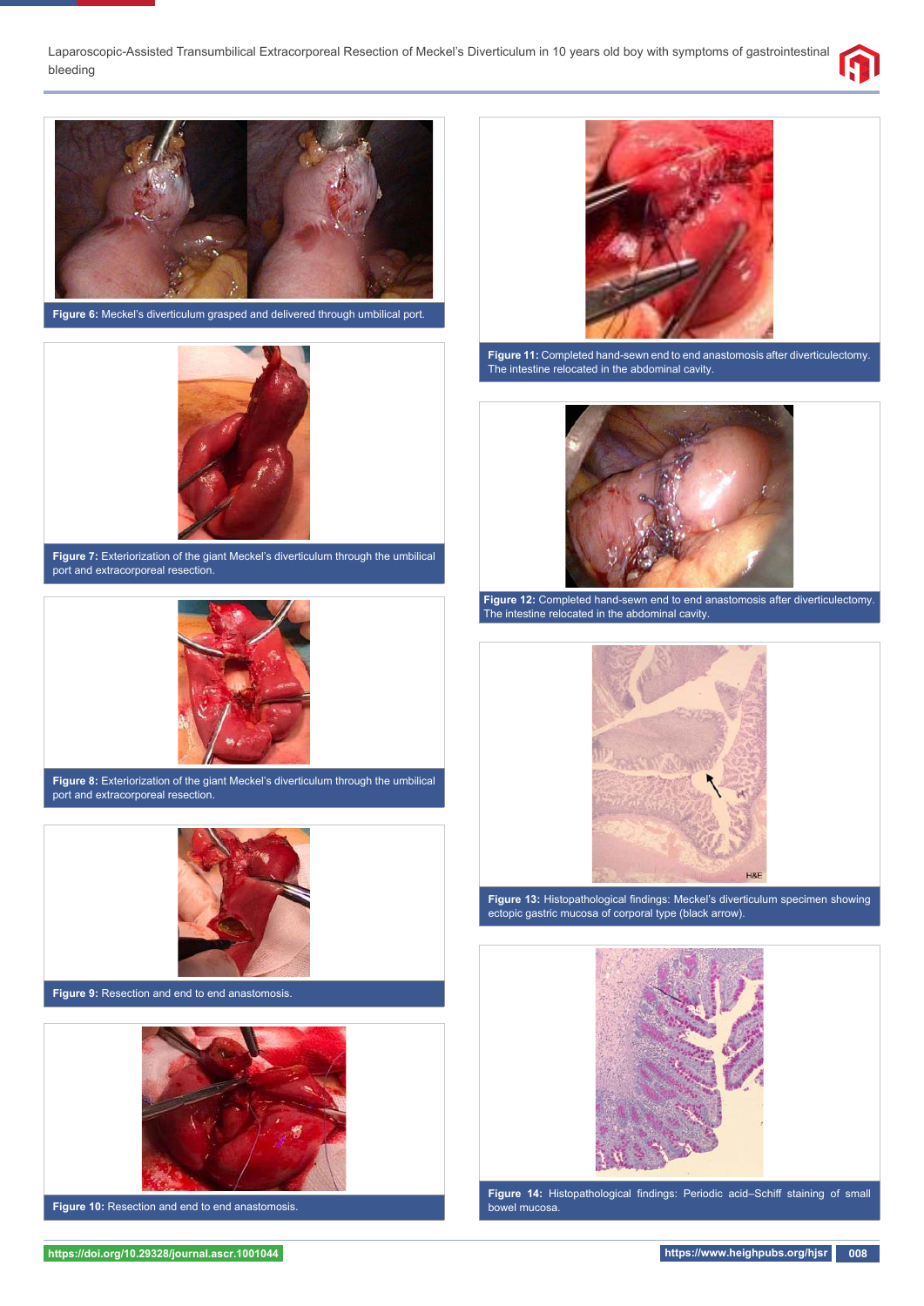Figure 6: Meckel's diverticulum grasped and delivered through umbilical port.

Figure 7: Exteriorization of the giant Meckel's diverticulum through the umbilical port and extracorporeal resection.

Figure 8: Exteriorization of the giant Meckel's diverticulum through the umbilical port and extracorporeal resection.

Figure 9: Resection and end to end anastomosis.

Figure 10: Resection and end to end anastomosis.

Figure 11: Completed hand-sewn end to end anastomosis after diverticulectomy. The intestine relocated in the abdominal cavity.

Figure 12: Completed hand-sewn end to end anastomosis after diverticulectomy. The intestine relocated in the abdominal cavity.

Figure 13: Histopathological findings: Meckel's diverticulum specimen showing ectopic gastric mucosa of corporal type (black arrow).

Figure 14: Histopathological findings: Periodic acid–Schiff staining of small bowel mucosa.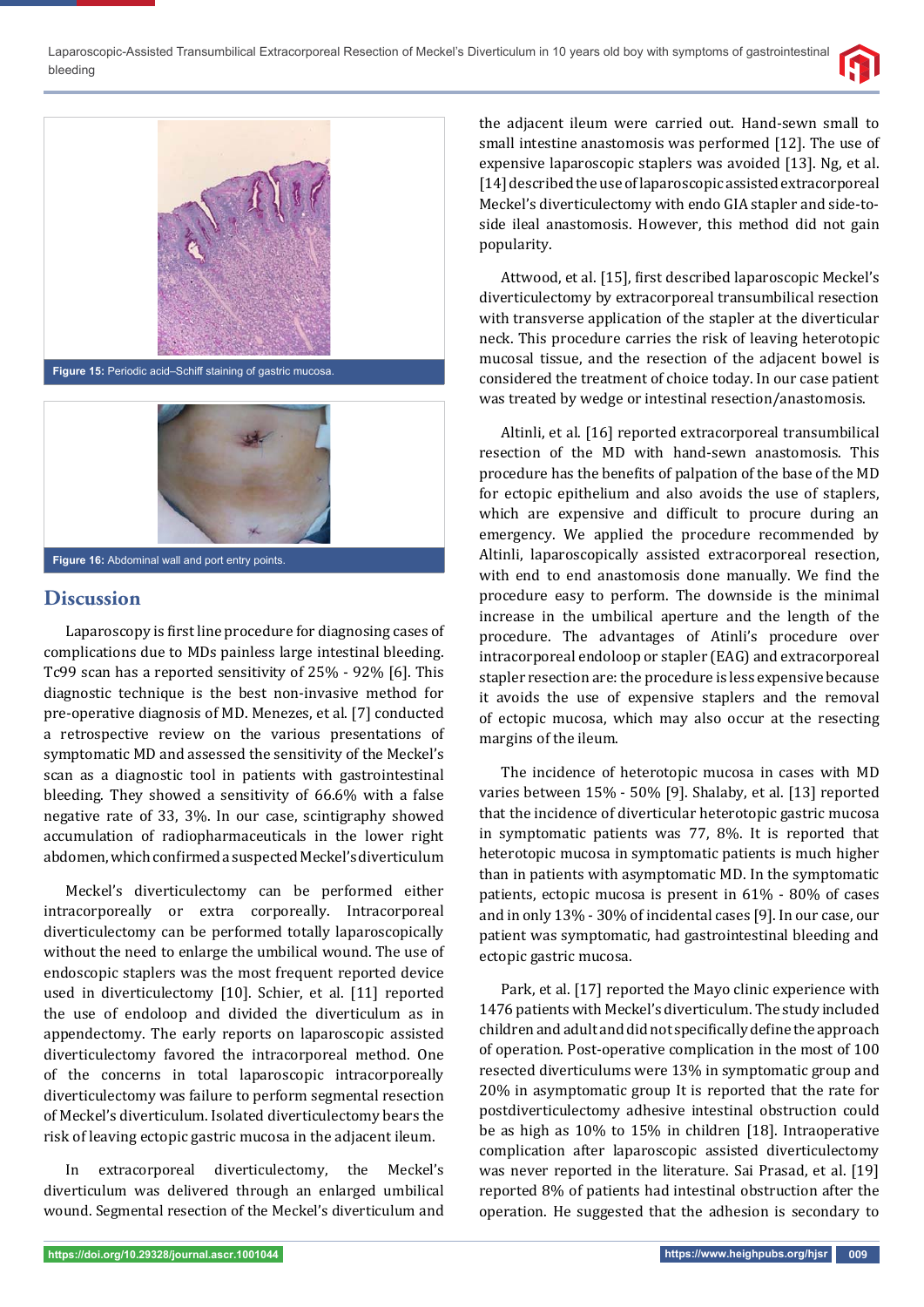Figure 15: Periodic acid–Schiff staining of gastric mucosa.

Figure 16: Abdominal wall and port entry points.

## Discussion

Laparoscopy is first line procedure for diagnosing cases of complications due to MDs painless large intestinal bleeding. Tc99 scan has a reported sensitivity of 25% - 92% [6]. This diagnostic technique is the best non-invasive method for pre-operative diagnosis of MD. Menezes, et al. [7] conducted a retrospective review on the various presentations of symptomatic MD and assessed the sensitivity of the Meckel's scan as a diagnostic tool in patients with gastrointestinal bleeding. They showed a sensitivity of 66.6% with a false negative rate of 33, 3%. In our case, scintigraphy showed accumulation of radiopharmaceuticals in the lower right abdomen, which confirmed a suspected Meckel's diverticulum

Meckel's diverticulectomy can be performed either intracorporeally or extra corporeally. Intracorporeal diverticulectomy can be performed totally laparoscopically without the need to enlarge the umbilical wound. The use of endoscopic staplers was the most frequent reported device used in diverticulectomy [10]. Schier, et al. [11] reported the use of endoloop and divided the diverticulum as in appendectomy. The early reports on laparoscopic assisted diverticulectomy favored the intracorporeal method. One of the concerns in total laparoscopic intracorporeally diverticulectomy was failure to perform segmental resection of Meckel's diverticulum. Isolated diverticulectomy bears the risk of leaving ectopic gastric mucosa in the adjacent ileum.

In extracorporeal diverticulectomy, the Meckel's diverticulum was delivered through an enlarged umbilical wound. Segmental resection of the Meckel's diverticulum and the adjacent ileum were carried out. Hand-sewn small to small intestine anastomosis was performed [12]. The use of expensive laparoscopic staplers was avoided [13]. Ng, et al. [14] described the use of laparoscopic assisted extracorporeal Meckel's diverticulectomy with endo GIA stapler and side-to-side ileal anastomosis. However, this method did not gain popularity.

Attwood, et al. [15], first described laparoscopic Meckel's diverticulectomy by extracorporeal transumbilical resection with transverse application of the stapler at the diverticular neck. This procedure carries the risk of leaving heterotopic mucosal tissue, and the resection of the adjacent bowel is considered the treatment of choice today. In our case patient was treated by wedge or intestinal resection/anastomosis.

Altinli, et al. [16] reported extracorporeal transumbilical resection of the MD with hand-sewn anastomosis. This procedure has the benefits of palpation of the base of the MD for ectopic epithelium and also avoids the use of staplers, which are expensive and difficult to procure during an emergency. We applied the procedure recommended by Altinli, laparoscopically assisted extracorporeal resection, with end to end anastomosis done manually. We find the procedure easy to perform. The downside is the minimal increase in the umbilical aperture and the length of the procedure. The advantages of Atinli's procedure over intracorporeal endoloop or stapler (EAG) and extracorporeal stapler resection are: the procedure is less expensive because it avoids the use of expensive staplers and the removal of ectopic mucosa, which may also occur at the resecting margins of the ileum.

The incidence of heterotopic mucosa in cases with MD varies between 15% - 50% [9]. Shalaby, et al. [13] reported that the incidence of diverticular heterotopic gastric mucosa in symptomatic patients was 77, 8%. It is reported that heterotopic mucosa in symptomatic patients is much higher than in patients with asymptomatic MD. In the symptomatic patients, ectopic mucosa is present in 61% - 80% of cases and in only 13% - 30% of incidental cases [9]. In our case, our patient was symptomatic, had gastrointestinal bleeding and ectopic gastric mucosa.

Park, et al. [17] reported the Mayo clinic experience with 1476 patients with Meckel's diverticulum. The study included children and adult and did not specifically define the approach of operation. Post-operative complication in the most of 100 resected diverticulums were 13% in symptomatic group and 20% in asymptomatic group It is reported that the rate for postdiverticulectomy adhesive intestinal obstruction could be as high as 10% to 15% in children [18]. Intraoperative complication after laparoscopic assisted diverticulectomy was never reported in the literature. Sai Prasad, et al. [19] reported 8% of patients had intestinal obstruction after the operation. He suggested that the adhesion is secondary to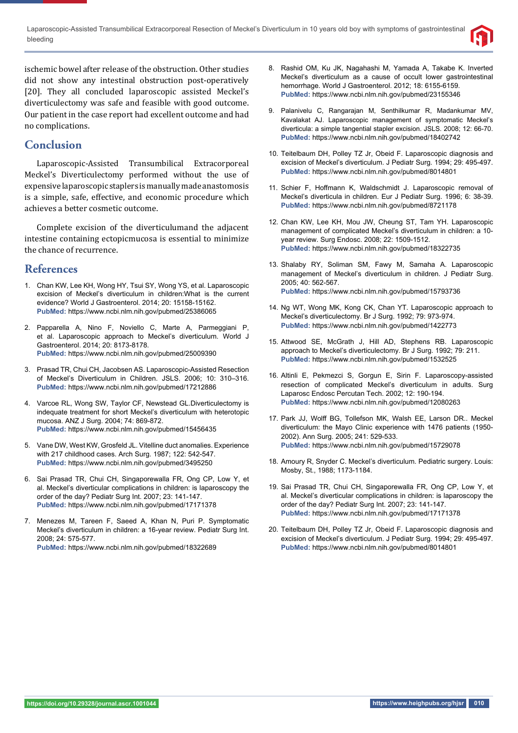ischemic bowel after release of the obstruction. Other studies did not show any intestinal obstruction post-operatively [20]. They all concluded laparoscopic assisted Meckel's diverticulectomy was safe and feasible with good outcome. Our patient in the case report had excellent outcome and had no complications.

## Conclusion

Laparoscopic-Assisted Transumbilical Extracorporeal Meckel's Diverticulectomy performed without the use of expensive laparoscopic staplers is manually made anastomosis is a simple, safe, effective, and economic procedure which achieves a better cosmetic outcome.

Complete excision of the diverticulumand the adjacent intestine containing ectopicmucosa is essential to minimize the chance of recurrence.

## References

1. Chan KW, Lee KH, Wong HY, Tsui SY, Wong YS, et al. Laparoscopic excision of Meckel's diverticulum in children:What is the current evidence? World J Gastroenterol. 2014; 20: 15158-15162. **PubMed:** https://www.ncbi.nlm.nih.gov/pubmed/25386065
2. Papparella A, Nino F, Noviello C, Marte A, Parmeggiani P, et al. Laparoscopic approach to Meckel's diverticulum. World J Gastroenterol. 2014; 20: 8173-8178. **PubMed:** https://www.ncbi.nlm.nih.gov/pubmed/25009390
3. Prasad TR, Chui CH, Jacobsen AS. Laparoscopic-Assisted Resection of Meckel's Diverticulum in Children. JSLS. 2006; 10: 310–316. **PubMed:** https://www.ncbi.nlm.nih.gov/pubmed/17212886
4. Varcoe RL, Wong SW, Taylor CF, Newstead GL.Diverticulectomy is indequate treatment for short Meckel's diverticulum with heterotopic mucosa. ANZ J Surg. 2004; 74: 869-872. **PubMed:** https://www.ncbi.nlm.nih.gov/pubmed/15456435
5. Vane DW, West KW, Grosfeld JL. Vitelline duct anomalies. Experience with 217 childhood cases. Arch Surg. 1987; 122: 542-547. **PubMed:** https://www.ncbi.nlm.nih.gov/pubmed/3495250
6. Sai Prasad TR, Chui CH, Singaporewalla FR, Ong CP, Low Y, et al. Meckel's diverticular complications in children: is laparoscopy the order of the day? Pediatr Surg Int. 2007; 23: 141-147. **PubMed:** https://www.ncbi.nlm.nih.gov/pubmed/17171378
7. Menezes M, Tareen F, Saeed A, Khan N, Puri P. Symptomatic Meckel's diverticulum in children: a 16-year review. Pediatr Surg Int. 2008; 24: 575-577. **PubMed:** https://www.ncbi.nlm.nih.gov/pubmed/18322689
8. Rashid OM, Ku JK, Nagahashi M, Yamada A, Takabe K. Inverted Meckel's diverticulum as a cause of occult lower gastrointestinal hemorrhage. World J Gastroenterol. 2012; 18: 6155-6159. **PubMed:** https://www.ncbi.nlm.nih.gov/pubmed/23155346
9. Palanivelu C, Rangarajan M, Senthilkumar R, Madankumar MV, Kavalakat AJ. Laparoscopic management of symptomatic Meckel's diverticula: a simple tangential stapler excision. JSLS. 2008; 12: 66-70. **PubMed:** https://www.ncbi.nlm.nih.gov/pubmed/18402742
10. Teitelbaum DH, Polley TZ Jr, Obeid F. Laparoscopic diagnosis and excision of Meckel's diverticulum. J Pediatr Surg. 1994; 29: 495-497. **PubMed:** https://www.ncbi.nlm.nih.gov/pubmed/8014801
11. Schier F, Hoffmann K, Waldschmidt J. Laparoscopic removal of Meckel's diverticula in children. Eur J Pediatr Surg. 1996; 6: 38-39. **PubMed:** https://www.ncbi.nlm.nih.gov/pubmed/8721178
12. Chan KW, Lee KH, Mou JW, Cheung ST, Tam YH. Laparoscopic management of complicated Meckel's diverticulum in children: a 10-year review. Surg Endosc. 2008; 22: 1509-1512. **PubMed:** https://www.ncbi.nlm.nih.gov/pubmed/18322735
13. Shalaby RY, Soliman SM, Fawy M, Samaha A. Laparoscopic management of Meckel's diverticulum in children. J Pediatr Surg. 2005; 40: 562-567. **PubMed:** https://www.ncbi.nlm.nih.gov/pubmed/15793736
14. Ng WT, Wong MK, Kong CK, Chan YT. Laparoscopic approach to Meckel's diverticulectomy. Br J Surg. 1992; 79: 973-974. **PubMed:** https://www.ncbi.nlm.nih.gov/pubmed/1422773
15. Attwood SE, McGrath J, Hill AD, Stephens RB. Laparoscopic approach to Meckel's diverticulectomy. Br J Surg. 1992; 79: 211. **PubMed:** https://www.ncbi.nlm.nih.gov/pubmed/1532525
16. Altinli E, Pekmezci S, Gorgun E, Sirin F. Laparoscopy-assisted resection of complicated Meckel's diverticulum in adults. Surg Laparosc Endosc Percutan Tech. 2002; 12: 190-194. **PubMed:** https://www.ncbi.nlm.nih.gov/pubmed/12080263
17. Park JJ, Wolff BG, Tollefson MK, Walsh EE, Larson DR.. Meckel diverticulum: the Mayo Clinic experience with 1476 patients (1950-2002). Ann Surg. 2005; 241: 529-533. **PubMed:** https://www.ncbi.nlm.nih.gov/pubmed/15729078
18. Amoury R, Snyder C. Meckel's diverticulum. Pediatric surgery. Louis: Mosby, St., 1988; 1173-1184.
19. Sai Prasad TR, Chui CH, Singaporewalla FR, Ong CP, Low Y, et al. Meckel's diverticular complications in children: is laparoscopy the order of the day? Pediatr Surg Int. 2007; 23: 141-147. **PubMed:** https://www.ncbi.nlm.nih.gov/pubmed/17171378
20. Teitelbaum DH, Polley TZ Jr, Obeid F. Laparoscopic diagnosis and excision of Meckel's diverticulum. J Pediatr Surg. 1994; 29: 495-497. **PubMed:** https://www.ncbi.nlm.nih.gov/pubmed/8014801